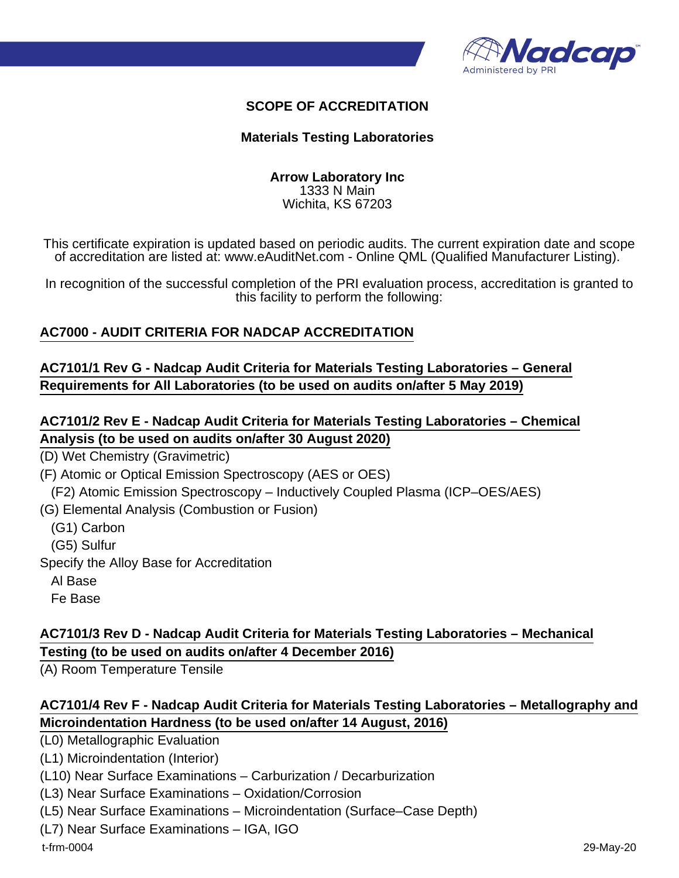# SCOPE OF ACCREDITATION

## Materials Testing Laboratories

**Arrow Laboratory Inc**
1333 N Main
Wichita, KS 67203

This certificate expiration is updated based on periodic audits. The current expiration date and scope of accreditation are listed at: www.eAuditNet.com - Online QML (Qualified Manufacturer Listing).

In recognition of the successful completion of the PRI evaluation process, accreditation is granted to this facility to perform the following:

### AC7000 - AUDIT CRITERIA FOR NADCAP ACCREDITATION

### AC7101/1 Rev G - Nadcap Audit Criteria for Materials Testing Laboratories – General Requirements for All Laboratories (to be used on audits on/after 5 May 2019)

### AC7101/2 Rev E - Nadcap Audit Criteria for Materials Testing Laboratories – Chemical Analysis (to be used on audits on/after 30 August 2020)

(D) Wet Chemistry (Gravimetric)
(F) Atomic or Optical Emission Spectroscopy (AES or OES)
  (F2) Atomic Emission Spectroscopy – Inductively Coupled Plasma (ICP–OES/AES)
(G) Elemental Analysis (Combustion or Fusion)
  (G1) Carbon
  (G5) Sulfur
Specify the Alloy Base for Accreditation
  Al Base
  Fe Base

### AC7101/3 Rev D - Nadcap Audit Criteria for Materials Testing Laboratories – Mechanical Testing (to be used on audits on/after 4 December 2016)

(A) Room Temperature Tensile

### AC7101/4 Rev F - Nadcap Audit Criteria for Materials Testing Laboratories – Metallography and Microindentation Hardness (to be used on/after 14 August, 2016)

(L0) Metallographic Evaluation
(L1) Microindentation (Interior)
(L10) Near Surface Examinations – Carburization / Decarburization
(L3) Near Surface Examinations – Oxidation/Corrosion
(L5) Near Surface Examinations – Microindentation (Surface–Case Depth)
(L7) Near Surface Examinations – IGA, IGO

t-frm-0004 29-May-20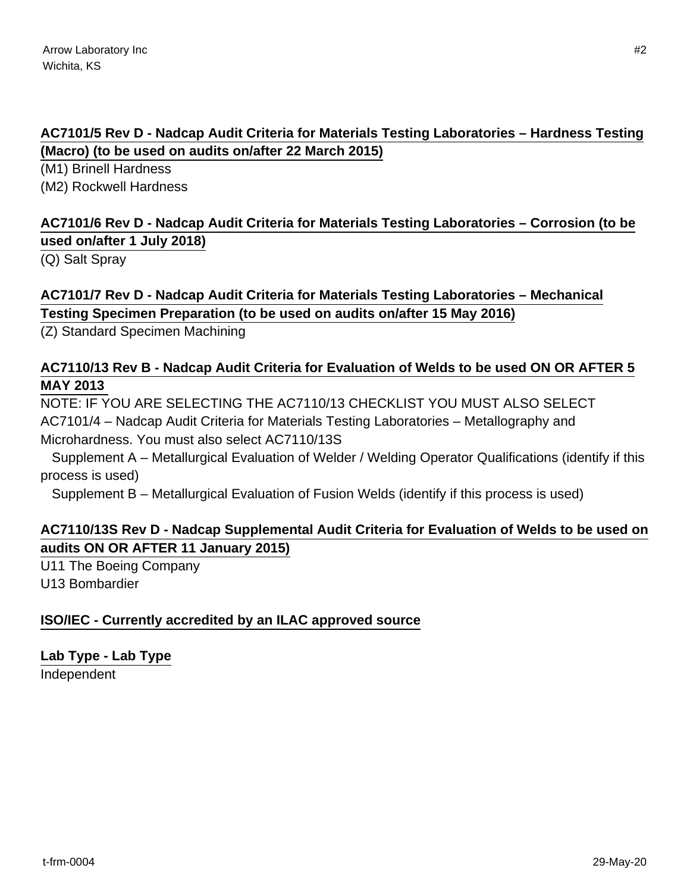**AC7101/5 Rev D - Nadcap Audit Criteria for Materials Testing Laboratories – Hardness Testing (Macro) (to be used on audits on/after 22 March 2015)**

(M1) Brinell Hardness
(M2) Rockwell Hardness

**AC7101/6 Rev D - Nadcap Audit Criteria for Materials Testing Laboratories – Corrosion (to be used on/after 1 July 2018)**

(Q) Salt Spray

**AC7101/7 Rev D - Nadcap Audit Criteria for Materials Testing Laboratories – Mechanical Testing Specimen Preparation (to be used on audits on/after 15 May 2016)**

(Z) Standard Specimen Machining

**AC7110/13 Rev B - Nadcap Audit Criteria for Evaluation of Welds to be used ON OR AFTER 5 MAY 2013**

NOTE: IF YOU ARE SELECTING THE AC7110/13 CHECKLIST YOU MUST ALSO SELECT AC7101/4 – Nadcap Audit Criteria for Materials Testing Laboratories – Metallography and Microhardness. You must also select AC7110/13S

Supplement A – Metallurgical Evaluation of Welder / Welding Operator Qualifications (identify if this process is used)

Supplement B – Metallurgical Evaluation of Fusion Welds (identify if this process is used)

**AC7110/13S Rev D - Nadcap Supplemental Audit Criteria for Evaluation of Welds to be used on audits ON OR AFTER 11 January 2015)**

U11 The Boeing Company
U13 Bombardier

**ISO/IEC - Currently accredited by an ILAC approved source**

**Lab Type - Lab Type**

Independent